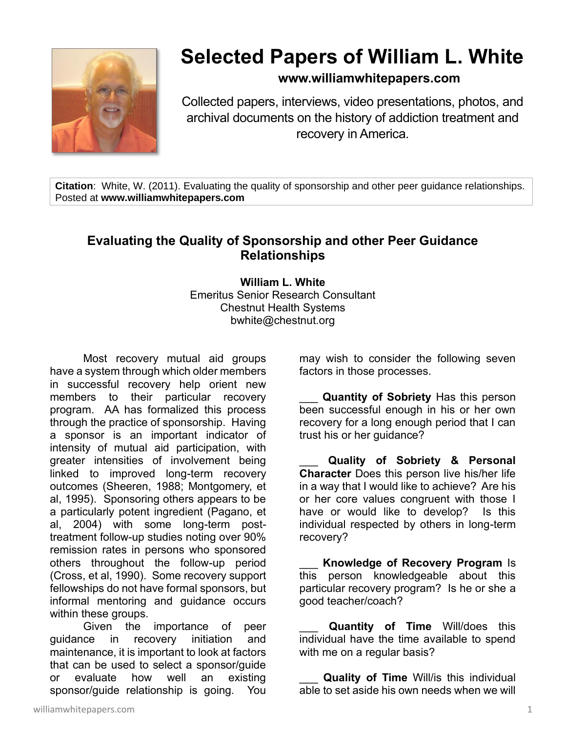# Selected Papers of William L. White

**www.williamwhitepapers.com**

Collected papers, interviews, video presentations, photos, and archival documents on the history of addiction treatment and recovery in America.

**Citation**: White, W. (2011). Evaluating the quality of sponsorship and other peer guidance relationships. Posted at **www.williamwhitepapers.com**

## Evaluating the Quality of Sponsorship and other Peer Guidance Relationships

**William L. White**
Emeritus Senior Research Consultant
Chestnut Health Systems
bwhite@chestnut.org

Most recovery mutual aid groups have a system through which older members in successful recovery help orient new members to their particular recovery program. AA has formalized this process through the practice of sponsorship. Having a sponsor is an important indicator of intensity of mutual aid participation, with greater intensities of involvement being linked to improved long-term recovery outcomes (Sheeren, 1988; Montgomery, et al, 1995). Sponsoring others appears to be a particularly potent ingredient (Pagano, et al, 2004) with some long-term post-treatment follow-up studies noting over 90% remission rates in persons who sponsored others throughout the follow-up period (Cross, et al, 1990). Some recovery support fellowships do not have formal sponsors, but informal mentoring and guidance occurs within these groups.

Given the importance of peer guidance in recovery initiation and maintenance, it is important to look at factors that can be used to select a sponsor/guide or evaluate how well an existing sponsor/guide relationship is going. You may wish to consider the following seven factors in those processes.

___ **Quantity of Sobriety** Has this person been successful enough in his or her own recovery for a long enough period that I can trust his or her guidance?

___ **Quality of Sobriety & Personal Character** Does this person live his/her life in a way that I would like to achieve? Are his or her core values congruent with those I have or would like to develop? Is this individual respected by others in long-term recovery?

___ **Knowledge of Recovery Program** Is this person knowledgeable about this particular recovery program? Is he or she a good teacher/coach?

___ **Quantity of Time** Will/does this individual have the time available to spend with me on a regular basis?

___ **Quality of Time** Will/is this individual able to set aside his own needs when we will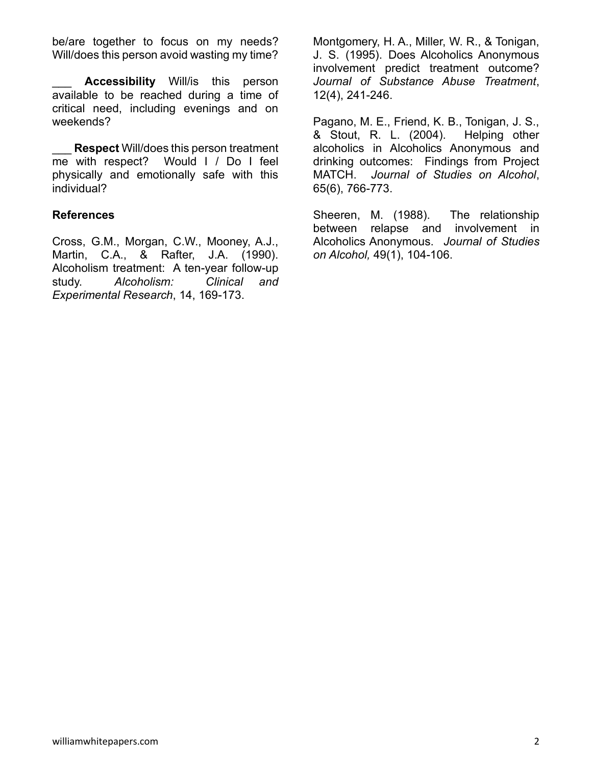be/are together to focus on my needs? Will/does this person avoid wasting my time?

___ **Accessibility** Will/is this person available to be reached during a time of critical need, including evenings and on weekends?

___ **Respect** Will/does this person treatment me with respect? Would I / Do I feel physically and emotionally safe with this individual?

**References**

Cross, G.M., Morgan, C.W., Mooney, A.J., Martin, C.A., & Rafter, J.A. (1990). Alcoholism treatment: A ten-year follow-up study. *Alcoholism: Clinical and Experimental Research*, 14, 169-173.

Montgomery, H. A., Miller, W. R., & Tonigan, J. S. (1995). Does Alcoholics Anonymous involvement predict treatment outcome? *Journal of Substance Abuse Treatment*, 12(4), 241-246.

Pagano, M. E., Friend, K. B., Tonigan, J. S., & Stout, R. L. (2004). Helping other alcoholics in Alcoholics Anonymous and drinking outcomes: Findings from Project MATCH. *Journal of Studies on Alcohol*, 65(6), 766-773.

Sheeren, M. (1988). The relationship between relapse and involvement in Alcoholics Anonymous. *Journal of Studies on Alcohol,* 49(1), 104-106.